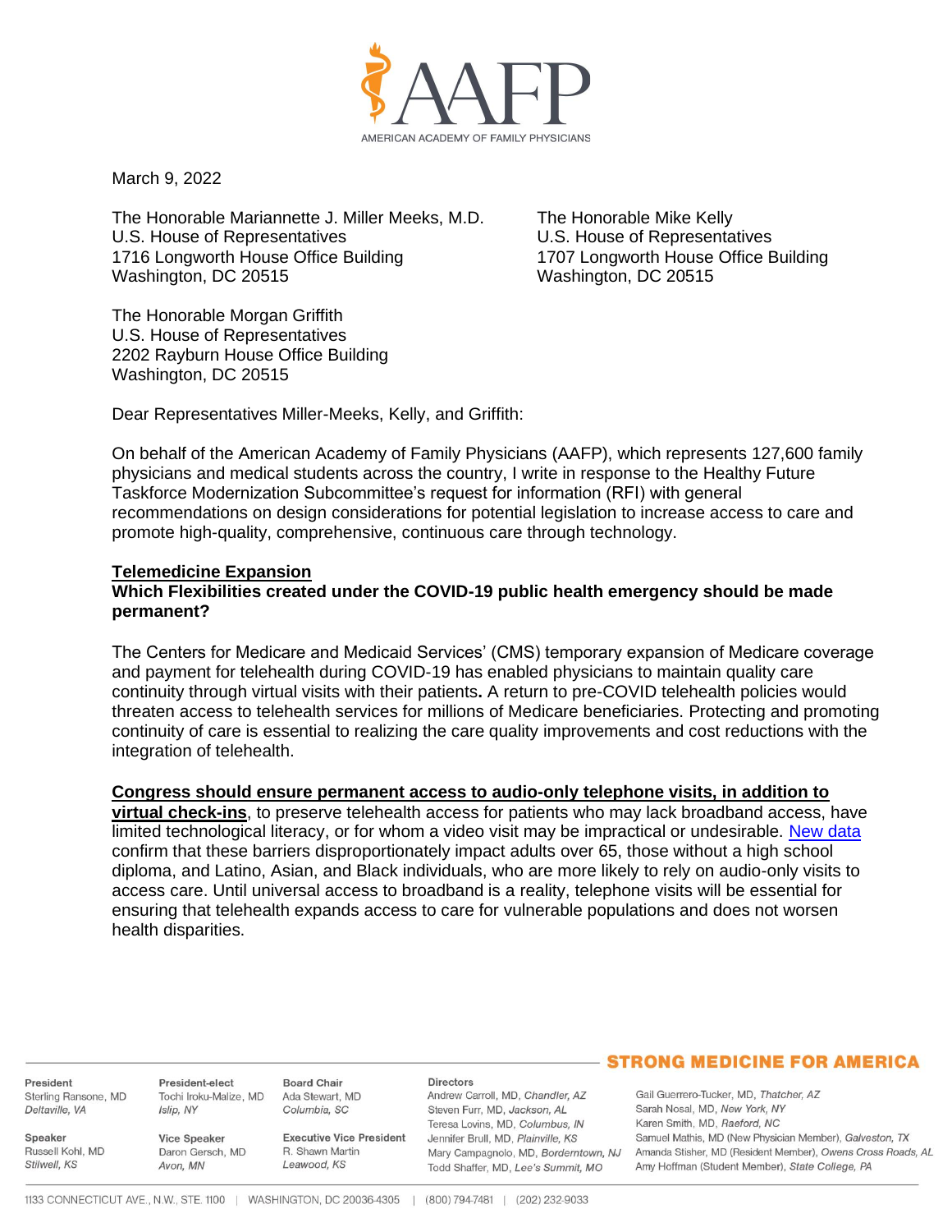AMERICAN ACADEMY OF FAMILY PHYSICIANS

March 9, 2022

The Honorable Mariannette J. Miller Meeks, M.D.
U.S. House of Representatives
1716 Longworth House Office Building
Washington, DC 20515

The Honorable Mike Kelly
U.S. House of Representatives
1707 Longworth House Office Building
Washington, DC 20515

The Honorable Morgan Griffith
U.S. House of Representatives
2202 Rayburn House Office Building
Washington, DC 20515

Dear Representatives Miller-Meeks, Kelly, and Griffith:

On behalf of the American Academy of Family Physicians (AAFP), which represents 127,600 family physicians and medical students across the country, I write in response to the Healthy Future Taskforce Modernization Subcommittee's request for information (RFI) with general recommendations on design considerations for potential legislation to increase access to care and promote high-quality, comprehensive, continuous care through technology.

**Telemedicine Expansion**

**Which Flexibilities created under the COVID-19 public health emergency should be made permanent?**

The Centers for Medicare and Medicaid Services' (CMS) temporary expansion of Medicare coverage and payment for telehealth during COVID-19 has enabled physicians to maintain quality care continuity through virtual visits with their patients**.** A return to pre-COVID telehealth policies would threaten access to telehealth services for millions of Medicare beneficiaries. Protecting and promoting continuity of care is essential to realizing the care quality improvements and cost reductions with the integration of telehealth.

**Congress should ensure permanent access to audio-only telephone visits, in addition to virtual check-ins**, to preserve telehealth access for patients who may lack broadband access, have limited technological literacy, or for whom a video visit may be impractical or undesirable. New data confirm that these barriers disproportionately impact adults over 65, those without a high school diploma, and Latino, Asian, and Black individuals, who are more likely to rely on audio-only visits to access care. Until universal access to broadband is a reality, telephone visits will be essential for ensuring that telehealth expands access to care for vulnerable populations and does not worsen health disparities.

STRONG MEDICINE FOR AMERICA

**President**
Sterling Ransone, MD
*Deltaville, VA*

**President-elect**
Tochi Iroku-Malize, MD
*Islip, NY*

**Board Chair**
Ada Stewart, MD
*Columbia, SC*

**Speaker**
Russell Kohl, MD
*Stilwell, KS*

**Vice Speaker**
Daron Gersch, MD
*Avon, MN*

**Executive Vice President**
R. Shawn Martin
*Leawood, KS*

**Directors**
Andrew Carroll, MD, *Chandler, AZ*
Steven Furr, MD, *Jackson, AL*
Teresa Lovins, MD, *Columbus, IN*
Jennifer Brull, MD, *Plainville, KS*
Mary Campagnolo, MD, *Borderntown, NJ*
Todd Shaffer, MD, *Lee's Summit, MO*
Gail Guerrero-Tucker, MD, *Thatcher, AZ*
Sarah Nosal, MD, *New York, NY*
Karen Smith, MD, *Raeford, NC*
Samuel Mathis, MD (New Physician Member), *Galveston, TX*
Amanda Stisher, MD (Resident Member), *Owens Cross Roads, AL*
Amy Hoffman (Student Member), *State College, PA*

1133 CONNECTICUT AVE., N.W., STE. 1100 | WASHINGTON, DC 20036-4305 | (800) 794-7481 | (202) 232-9033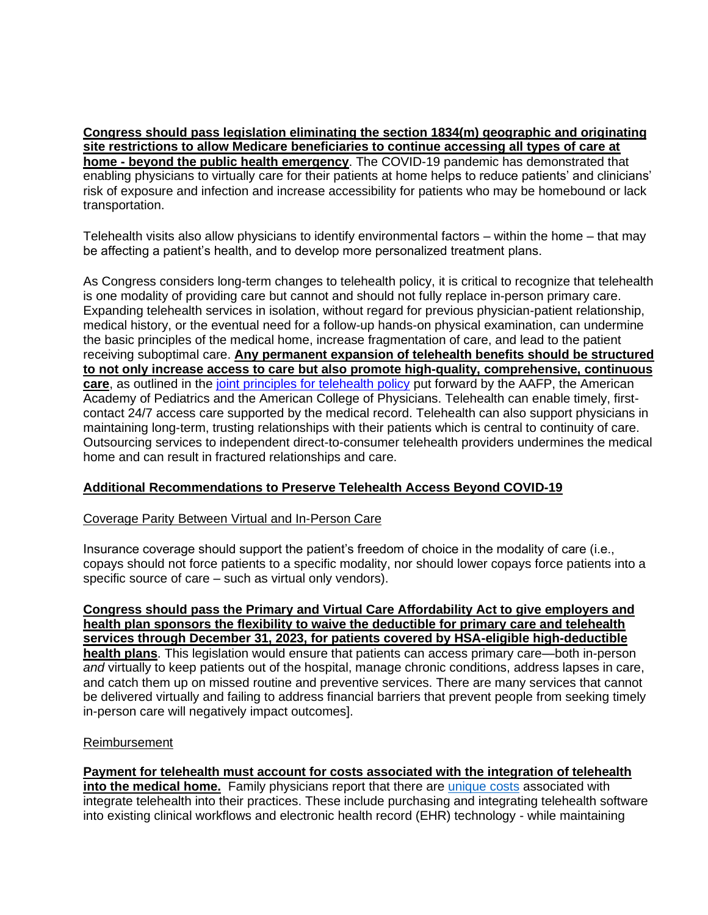**Congress should pass legislation eliminating the section 1834(m) geographic and originating site restrictions to allow Medicare beneficiaries to continue accessing all types of care at home - beyond the public health emergency**. The COVID-19 pandemic has demonstrated that enabling physicians to virtually care for their patients at home helps to reduce patients' and clinicians' risk of exposure and infection and increase accessibility for patients who may be homebound or lack transportation.

Telehealth visits also allow physicians to identify environmental factors – within the home – that may be affecting a patient's health, and to develop more personalized treatment plans.

As Congress considers long-term changes to telehealth policy, it is critical to recognize that telehealth is one modality of providing care but cannot and should not fully replace in-person primary care. Expanding telehealth services in isolation, without regard for previous physician-patient relationship, medical history, or the eventual need for a follow-up hands-on physical examination, can undermine the basic principles of the medical home, increase fragmentation of care, and lead to the patient receiving suboptimal care. **Any permanent expansion of telehealth benefits should be structured to not only increase access to care but also promote high-quality, comprehensive, continuous care**, as outlined in the joint principles for telehealth policy put forward by the AAFP, the American Academy of Pediatrics and the American College of Physicians. Telehealth can enable timely, first-contact 24/7 access care supported by the medical record. Telehealth can also support physicians in maintaining long-term, trusting relationships with their patients which is central to continuity of care. Outsourcing services to independent direct-to-consumer telehealth providers undermines the medical home and can result in fractured relationships and care.

## Additional Recommendations to Preserve Telehealth Access Beyond COVID-19

### Coverage Parity Between Virtual and In-Person Care

Insurance coverage should support the patient's freedom of choice in the modality of care (i.e., copays should not force patients to a specific modality, nor should lower copays force patients into a specific source of care – such as virtual only vendors).

**Congress should pass the Primary and Virtual Care Affordability Act to give employers and health plan sponsors the flexibility to waive the deductible for primary care and telehealth services through December 31, 2023, for patients covered by HSA-eligible high-deductible health plans**. This legislation would ensure that patients can access primary care—both in-person *and* virtually to keep patients out of the hospital, manage chronic conditions, address lapses in care, and catch them up on missed routine and preventive services. There are many services that cannot be delivered virtually and failing to address financial barriers that prevent people from seeking timely in-person care will negatively impact outcomes].

### Reimbursement

**Payment for telehealth must account for costs associated with the integration of telehealth into the medical home.** Family physicians report that there are unique costs associated with integrate telehealth into their practices. These include purchasing and integrating telehealth software into existing clinical workflows and electronic health record (EHR) technology - while maintaining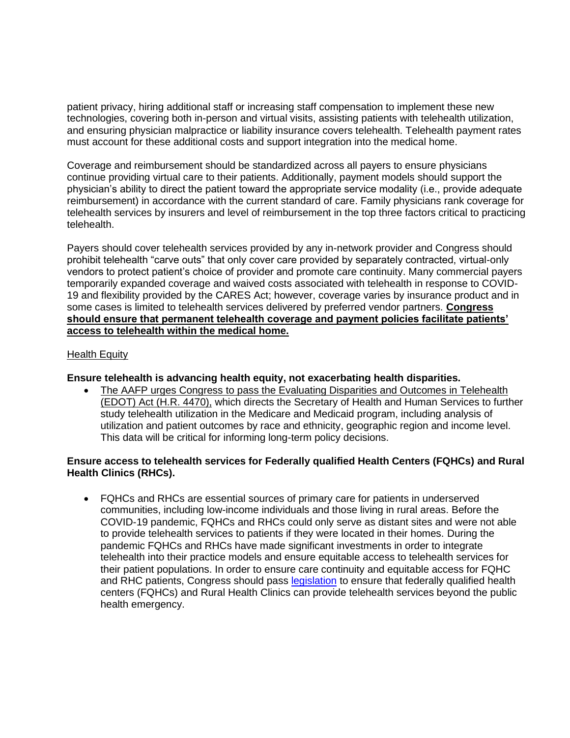patient privacy, hiring additional staff or increasing staff compensation to implement these new technologies, covering both in-person and virtual visits, assisting patients with telehealth utilization, and ensuring physician malpractice or liability insurance covers telehealth. Telehealth payment rates must account for these additional costs and support integration into the medical home.

Coverage and reimbursement should be standardized across all payers to ensure physicians continue providing virtual care to their patients. Additionally, payment models should support the physician's ability to direct the patient toward the appropriate service modality (i.e., provide adequate reimbursement) in accordance with the current standard of care. Family physicians rank coverage for telehealth services by insurers and level of reimbursement in the top three factors critical to practicing telehealth.

Payers should cover telehealth services provided by any in-network provider and Congress should prohibit telehealth "carve outs" that only cover care provided by separately contracted, virtual-only vendors to protect patient's choice of provider and promote care continuity. Many commercial payers temporarily expanded coverage and waived costs associated with telehealth in response to COVID-19 and flexibility provided by the CARES Act; however, coverage varies by insurance product and in some cases is limited to telehealth services delivered by preferred vendor partners. **Congress should ensure that permanent telehealth coverage and payment policies facilitate patients' access to telehealth within the medical home.**

Health Equity

**Ensure telehealth is advancing health equity, not exacerbating health disparities.**

- The AAFP urges Congress to pass the Evaluating Disparities and Outcomes in Telehealth (EDOT) Act (H.R. 4470), which directs the Secretary of Health and Human Services to further study telehealth utilization in the Medicare and Medicaid program, including analysis of utilization and patient outcomes by race and ethnicity, geographic region and income level. This data will be critical for informing long-term policy decisions.

**Ensure access to telehealth services for Federally qualified Health Centers (FQHCs) and Rural Health Clinics (RHCs).**

- FQHCs and RHCs are essential sources of primary care for patients in underserved communities, including low-income individuals and those living in rural areas. Before the COVID-19 pandemic, FQHCs and RHCs could only serve as distant sites and were not able to provide telehealth services to patients if they were located in their homes. During the pandemic FQHCs and RHCs have made significant investments in order to integrate telehealth into their practice models and ensure equitable access to telehealth services for their patient populations. In order to ensure care continuity and equitable access for FQHC and RHC patients, Congress should pass legislation to ensure that federally qualified health centers (FQHCs) and Rural Health Clinics can provide telehealth services beyond the public health emergency.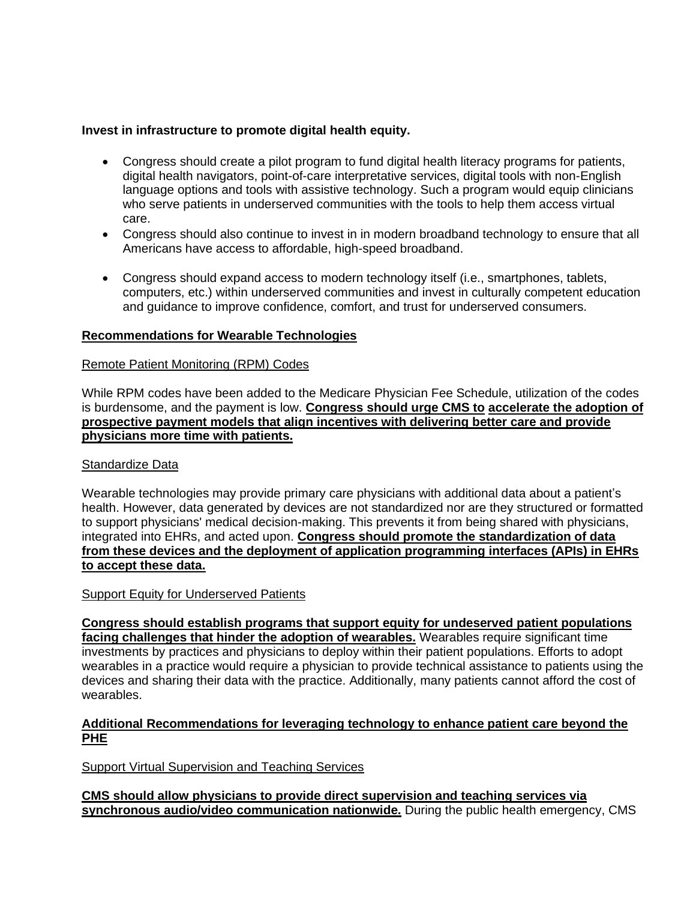**Invest in infrastructure to promote digital health equity.**

- Congress should create a pilot program to fund digital health literacy programs for patients, digital health navigators, point-of-care interpretative services, digital tools with non-English language options and tools with assistive technology. Such a program would equip clinicians who serve patients in underserved communities with the tools to help them access virtual care.
- Congress should also continue to invest in in modern broadband technology to ensure that all Americans have access to affordable, high-speed broadband.
- Congress should expand access to modern technology itself (i.e., smartphones, tablets, computers, etc.) within underserved communities and invest in culturally competent education and guidance to improve confidence, comfort, and trust for underserved consumers.

## Recommendations for Wearable Technologies

### Remote Patient Monitoring (RPM) Codes

While RPM codes have been added to the Medicare Physician Fee Schedule, utilization of the codes is burdensome, and the payment is low. **Congress should urge CMS to accelerate the adoption of prospective payment models that align incentives with delivering better care and provide physicians more time with patients.**

### Standardize Data

Wearable technologies may provide primary care physicians with additional data about a patient's health. However, data generated by devices are not standardized nor are they structured or formatted to support physicians' medical decision-making. This prevents it from being shared with physicians, integrated into EHRs, and acted upon. **Congress should promote the standardization of data from these devices and the deployment of application programming interfaces (APIs) in EHRs to accept these data.**

### Support Equity for Underserved Patients

**Congress should establish programs that support equity for undeserved patient populations facing challenges that hinder the adoption of wearables.** Wearables require significant time investments by practices and physicians to deploy within their patient populations. Efforts to adopt wearables in a practice would require a physician to provide technical assistance to patients using the devices and sharing their data with the practice. Additionally, many patients cannot afford the cost of wearables.

## Additional Recommendations for leveraging technology to enhance patient care beyond the PHE

### Support Virtual Supervision and Teaching Services

**CMS should allow physicians to provide direct supervision and teaching services via synchronous audio/video communication nationwide.** During the public health emergency, CMS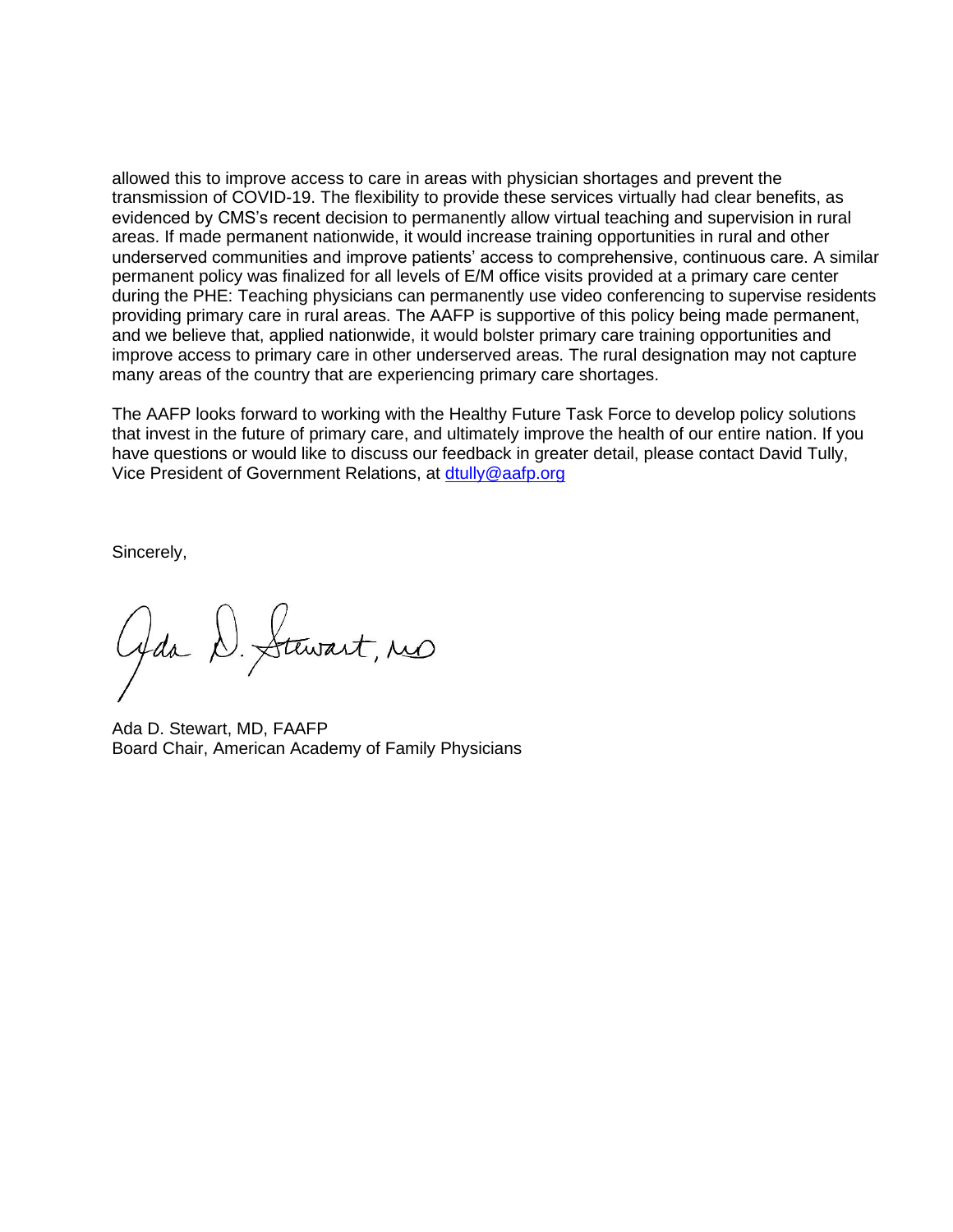allowed this to improve access to care in areas with physician shortages and prevent the transmission of COVID-19. The flexibility to provide these services virtually had clear benefits, as evidenced by CMS's recent decision to permanently allow virtual teaching and supervision in rural areas. If made permanent nationwide, it would increase training opportunities in rural and other underserved communities and improve patients' access to comprehensive, continuous care. A similar permanent policy was finalized for all levels of E/M office visits provided at a primary care center during the PHE: Teaching physicians can permanently use video conferencing to supervise residents providing primary care in rural areas. The AAFP is supportive of this policy being made permanent, and we believe that, applied nationwide, it would bolster primary care training opportunities and improve access to primary care in other underserved areas. The rural designation may not capture many areas of the country that are experiencing primary care shortages.

The AAFP looks forward to working with the Healthy Future Task Force to develop policy solutions that invest in the future of primary care, and ultimately improve the health of our entire nation. If you have questions or would like to discuss our feedback in greater detail, please contact David Tully, Vice President of Government Relations, at [dtully@aafp.org](mailto:dtully@aafp.org)

Sincerely,

Ada D. Stewart, MD

Ada D. Stewart, MD, FAAFP
Board Chair, American Academy of Family Physicians